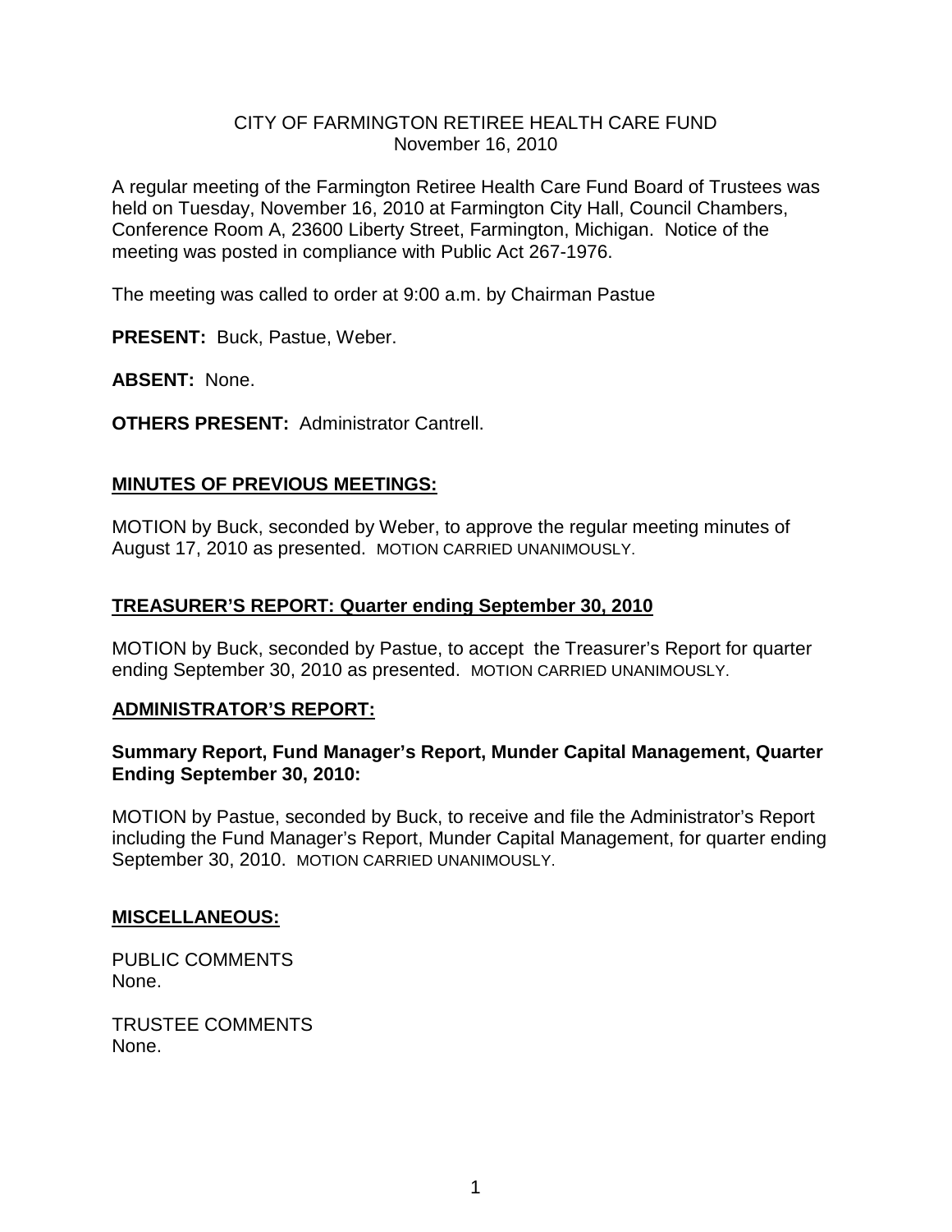CITY OF FARMINGTON RETIREE HEALTH CARE FUND
November 16, 2010

A regular meeting of the Farmington Retiree Health Care Fund Board of Trustees was held on Tuesday, November 16, 2010 at Farmington City Hall, Council Chambers, Conference Room A, 23600 Liberty Street, Farmington, Michigan. Notice of the meeting was posted in compliance with Public Act 267-1976.

The meeting was called to order at 9:00 a.m. by Chairman Pastue

**PRESENT:** Buck, Pastue, Weber.

**ABSENT:** None.

**OTHERS PRESENT:** Administrator Cantrell.

## MINUTES OF PREVIOUS MEETINGS:

MOTION by Buck, seconded by Weber, to approve the regular meeting minutes of August 17, 2010 as presented. MOTION CARRIED UNANIMOUSLY.

## TREASURER'S REPORT: Quarter ending September 30, 2010

MOTION by Buck, seconded by Pastue, to accept the Treasurer's Report for quarter ending September 30, 2010 as presented. MOTION CARRIED UNANIMOUSLY.

## ADMINISTRATOR'S REPORT:

### Summary Report, Fund Manager's Report, Munder Capital Management, Quarter Ending September 30, 2010:

MOTION by Pastue, seconded by Buck, to receive and file the Administrator's Report including the Fund Manager's Report, Munder Capital Management, for quarter ending September 30, 2010. MOTION CARRIED UNANIMOUSLY.

## MISCELLANEOUS:

PUBLIC COMMENTS
None.

TRUSTEE COMMENTS
None.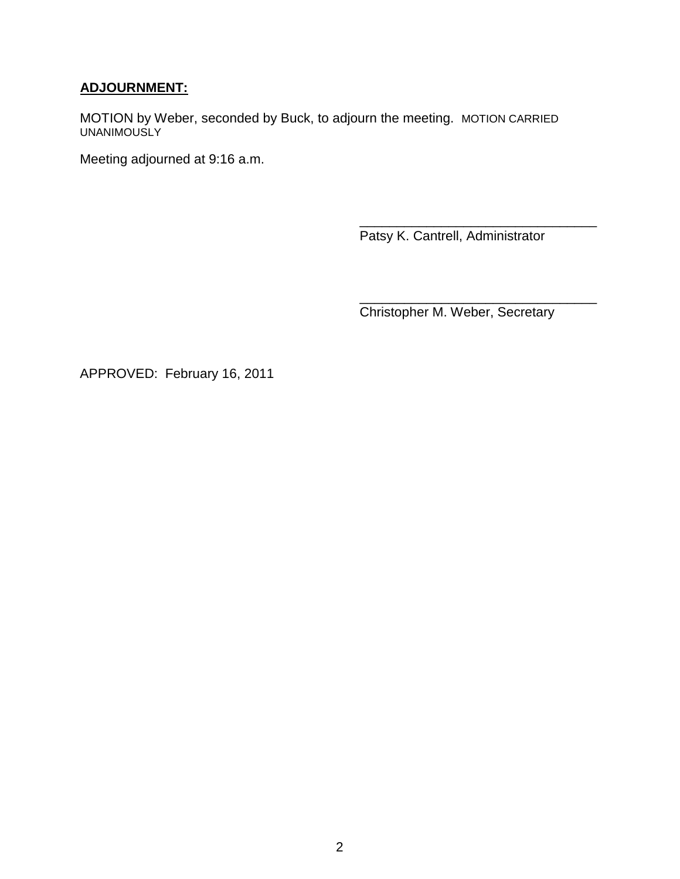**ADJOURNMENT:**

MOTION by Weber, seconded by Buck, to adjourn the meeting. MOTION CARRIED UNANIMOUSLY

Meeting adjourned at 9:16 a.m.

_________________________________
Patsy K. Cantrell, Administrator

_________________________________
Christopher M. Weber, Secretary

APPROVED: February 16, 2011